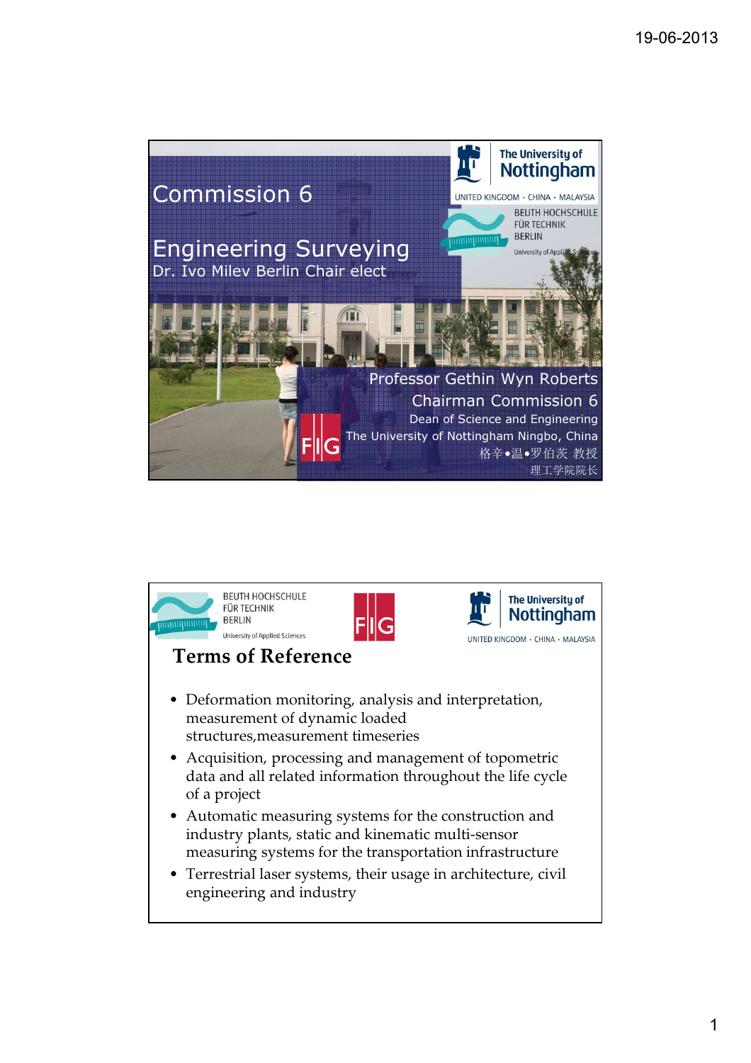# Commission 6

## Engineering Surveying

Dr. Ivo Milev Berlin Chair elect

The University of Nottingham
UNITED KINGDOM · CHINA · MALAYSIA

BEUTH HOCHSCHULE FÜR TECHNIK BERLIN
University of Applied Sciences

FIG

Professor Gethin Wyn Roberts
Chairman Commission 6
Dean of Science and Engineering
The University of Nottingham Ningbo, China
格辛•温•罗伯茨 教授
理工学院院长

---

BEUTH HOCHSCHULE FÜR TECHNIK BERLIN
University of Applied Sciences

FIG

The University of Nottingham
UNITED KINGDOM · CHINA · MALAYSIA

## Terms of Reference

- Deformation monitoring, analysis and interpretation, measurement of dynamic loaded structures,measurement timeseries
- Acquisition, processing and management of topometric data and all related information throughout the life cycle of a project
- Automatic measuring systems for the construction and industry plants, static and kinematic multi-sensor measuring systems for the transportation infrastructure
- Terrestrial laser systems, their usage in architecture, civil engineering and industry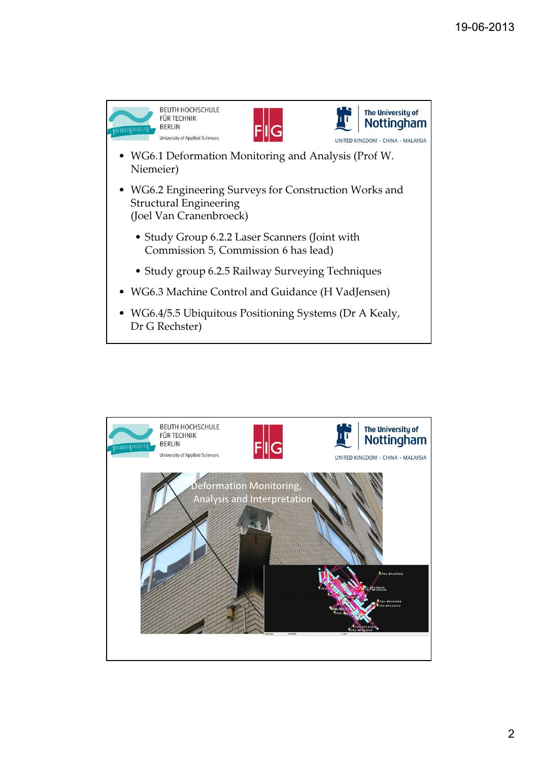BEUTH HOCHSCHULE FÜR TECHNIK BERLIN University of Applied Sciences

FIG

The University of Nottingham UNITED KINGDOM · CHINA · MALAYSIA

- WG6.1 Deformation Monitoring and Analysis (Prof W. Niemeier)
- WG6.2 Engineering Surveys for Construction Works and Structural Engineering (Joel Van Cranenbroeck)
  - Study Group 6.2.2 Laser Scanners (Joint with Commission 5, Commission 6 has lead)
  - Study group 6.2.5 Railway Surveying Techniques
- WG6.3 Machine Control and Guidance (H VadJensen)
- WG6.4/5.5 Ubiquitous Positioning Systems (Dr A Kealy, Dr G Rechster)

BEUTH HOCHSCHULE FÜR TECHNIK BERLIN University of Applied Sciences

FIG

The University of Nottingham UNITED KINGDOM · CHINA · MALAYSIA

Deformation Monitoring, Analysis and Interpretation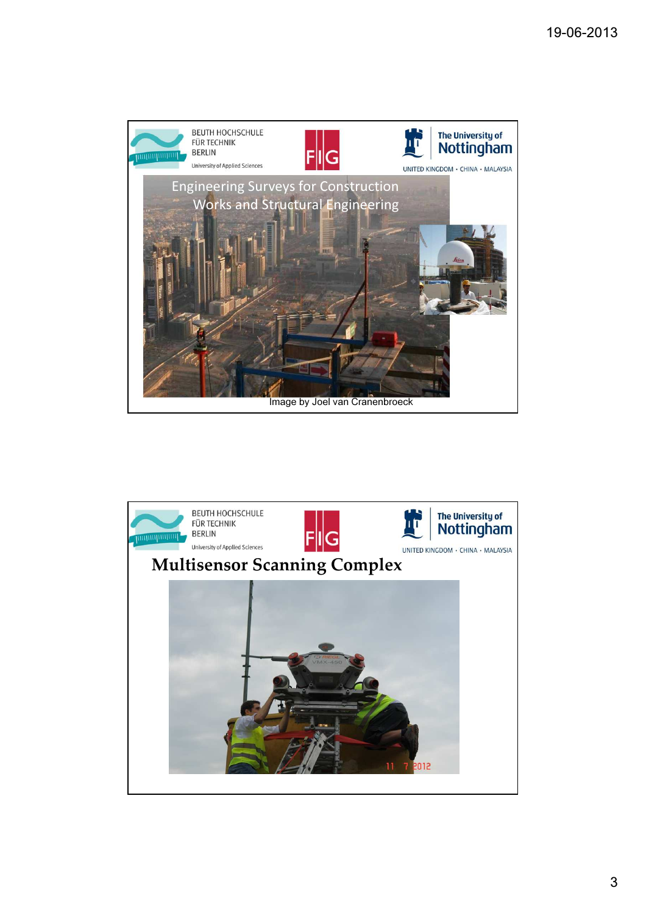BEUTH HOCHSCHULE FÜR TECHNIK BERLIN
University of Applied Sciences

FIG

The University of Nottingham
UNITED KINGDOM · CHINA · MALAYSIA

# Engineering Surveys for Construction Works and Structural Engineering

Image by Joel van Cranenbroeck

---

BEUTH HOCHSCHULE FÜR TECHNIK BERLIN
University of Applied Sciences

FIG

The University of Nottingham
UNITED KINGDOM · CHINA · MALAYSIA

# Multisensor Scanning Complex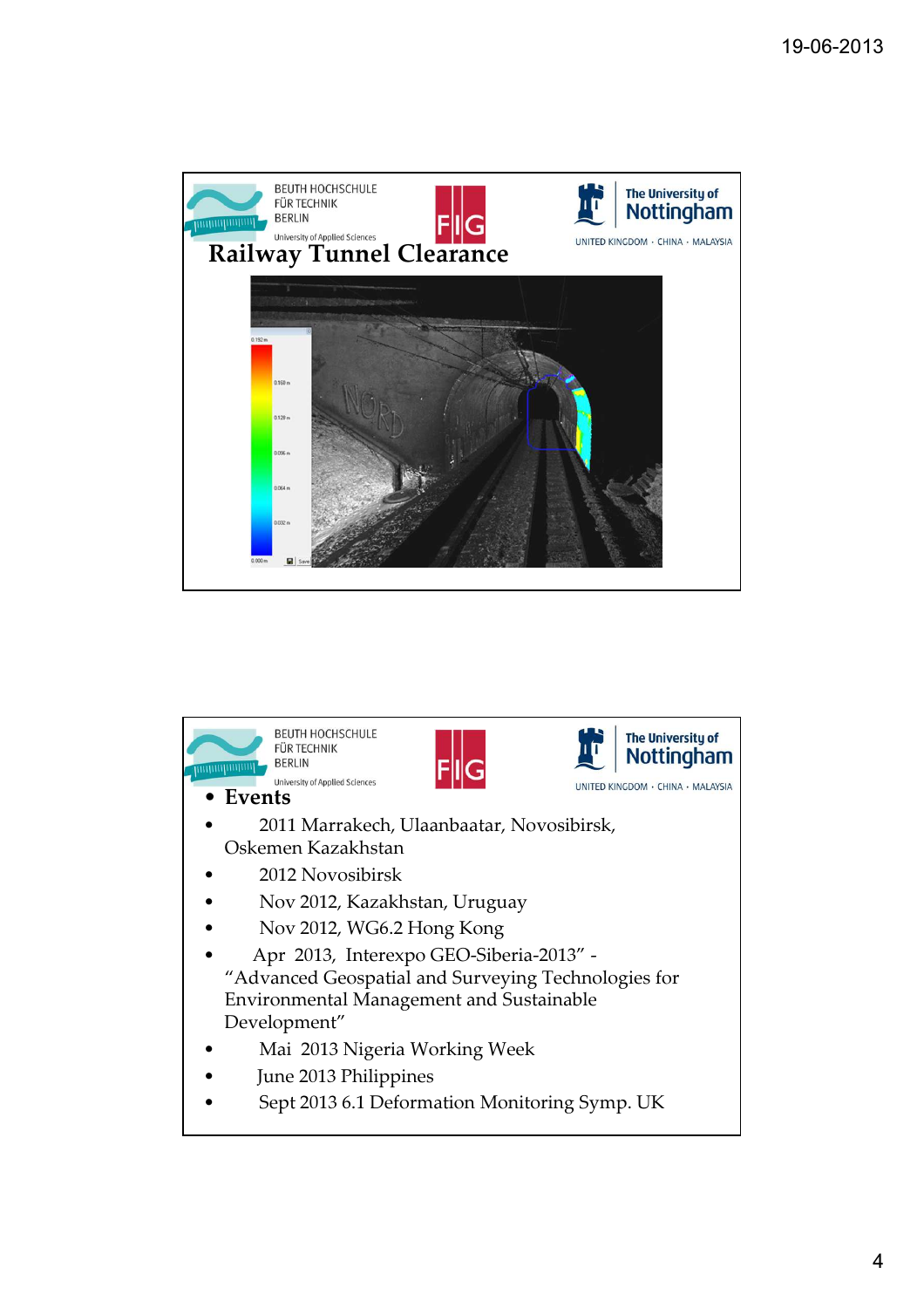BEUTH HOCHSCHULE FÜR TECHNIK BERLIN
University of Applied Sciences

The University of Nottingham
UNITED KINGDOM · CHINA · MALAYSIA

## Railway Tunnel Clearance

BEUTH HOCHSCHULE FÜR TECHNIK BERLIN
University of Applied Sciences

The University of Nottingham
UNITED KINGDOM · CHINA · MALAYSIA

- **Events**
- 2011 Marrakech, Ulaanbaatar, Novosibirsk, Oskemen Kazakhstan
- 2012 Novosibirsk
- Nov 2012, Kazakhstan, Uruguay
- Nov 2012, WG6.2 Hong Kong
- Apr 2013, Interexpo GEO-Siberia-2013" - "Advanced Geospatial and Surveying Technologies for Environmental Management and Sustainable Development"
- Mai 2013 Nigeria Working Week
- June 2013 Philippines
- Sept 2013 6.1 Deformation Monitoring Symp. UK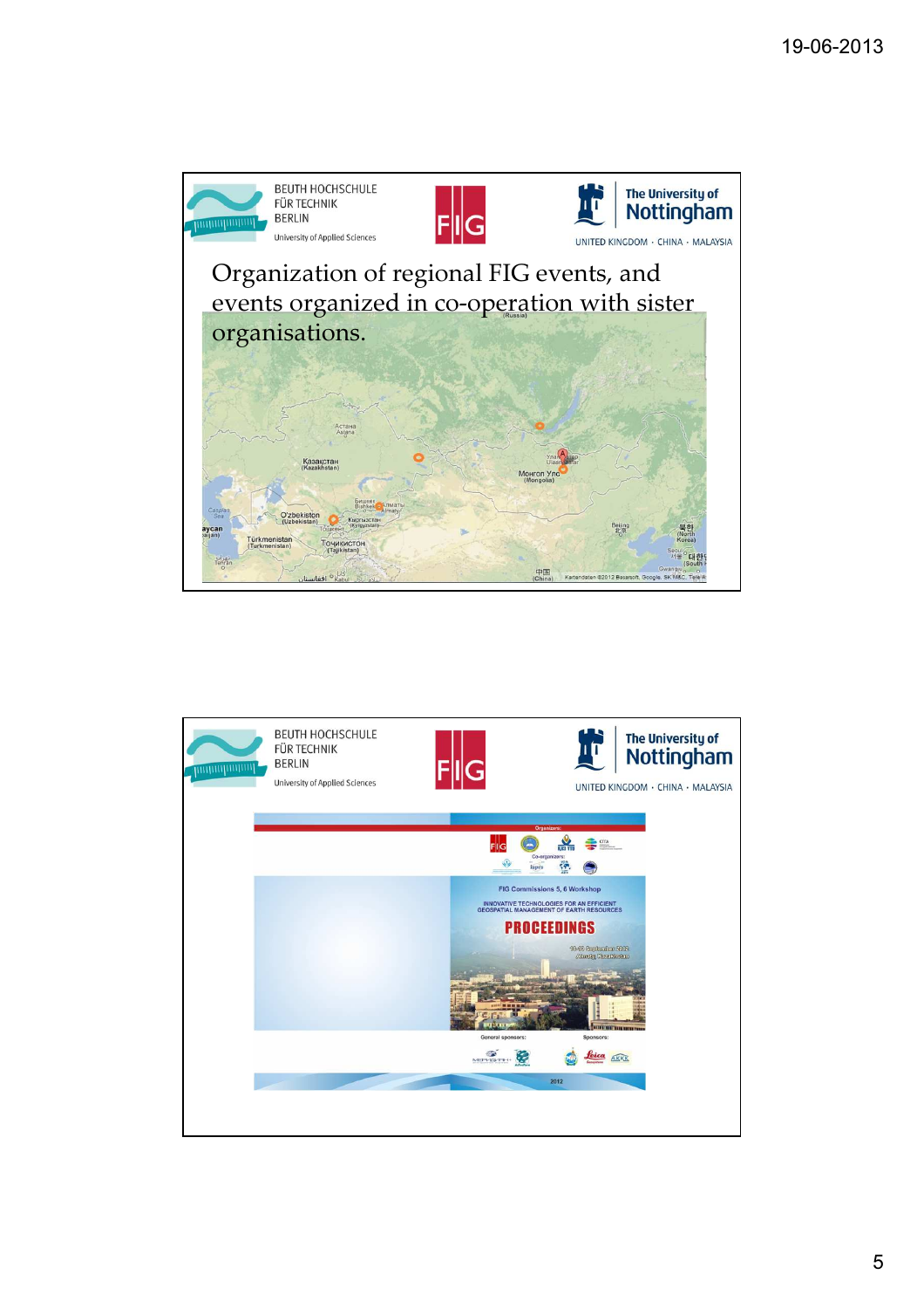Organization of regional FIG events, and events organized in co-operation with sister organisations.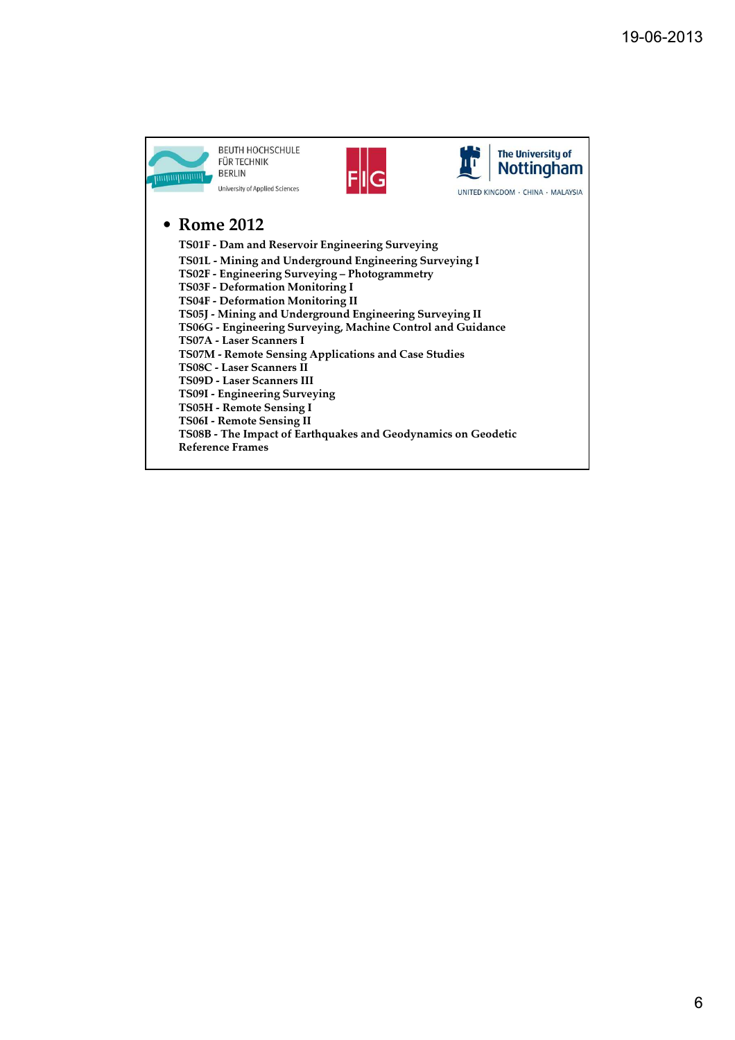BEUTH HOCHSCHULE FÜR TECHNIK BERLIN
University of Applied Sciences

FIG

The University of Nottingham
UNITED KINGDOM · CHINA · MALAYSIA

- **Rome 2012**

**TS01F - Dam and Reservoir Engineering Surveying**
**TS01L - Mining and Underground Engineering Surveying I**
**TS02F - Engineering Surveying – Photogrammetry**
**TS03F - Deformation Monitoring I**
**TS04F - Deformation Monitoring II**
**TS05J - Mining and Underground Engineering Surveying II**
**TS06G - Engineering Surveying, Machine Control and Guidance**
**TS07A - Laser Scanners I**
**TS07M - Remote Sensing Applications and Case Studies**
**TS08C - Laser Scanners II**
**TS09D - Laser Scanners III**
**TS09I - Engineering Surveying**
**TS05H - Remote Sensing I**
**TS06I - Remote Sensing II**
**TS08B - The Impact of Earthquakes and Geodynamics on Geodetic Reference Frames**